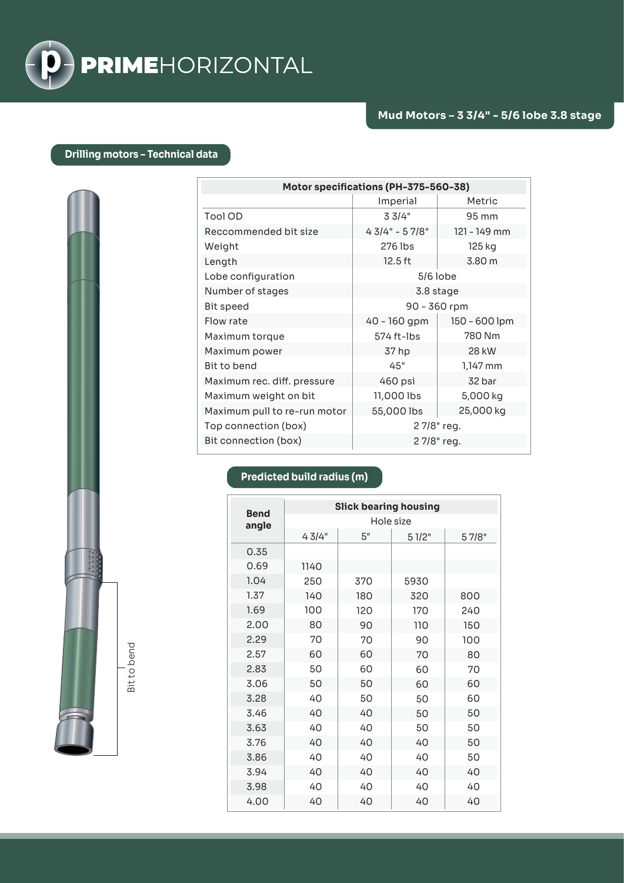# PRIMEHORIZONTAL

## Mud Motors – 3 3/4" - 5/6 lobe 3.8 stage

### Drilling motors – Technical data

Bit to bend

| Motor specifications (PH-375-560-38) | | |
|---|---|---|
| | Imperial | Metric |
| Tool OD | 3 3/4" | 95 mm |
| Reccommended bit size | 4 3/4" - 5 7/8" | 121 - 149 mm |
| Weight | 276 lbs | 125 kg |
| Length | 12.5 ft | 3.80 m |
| Lobe configuration | 5/6 lobe | |
| Number of stages | 3.8 stage | |
| Bit speed | 90 - 360 rpm | |
| Flow rate | 40 - 160 gpm | 150 - 600 lpm |
| Maximum torque | 574 ft-lbs | 780 Nm |
| Maximum power | 37 hp | 28 kW |
| Bit to bend | 45" | 1,147 mm |
| Maximum rec. diff. pressure | 460 psi | 32 bar |
| Maximum weight on bit | 11,000 lbs | 5,000 kg |
| Maximum pull to re-run motor | 55,000 lbs | 25,000 kg |
| Top connection (box) | 2 7/8" reg. | |
| Bit connection (box) | 2 7/8" reg. | |

### Predicted build radius (m)

| Bend angle | Slick bearing housing | | | |
|---|---|---|---|---|
| | Hole size | | | |
| | 4 3/4" | 5" | 5 1/2" | 5 7/8" |
| 0.35 | | | | |
| 0.69 | 1140 | | | |
| 1.04 | 250 | 370 | 5930 | |
| 1.37 | 140 | 180 | 320 | 800 |
| 1.69 | 100 | 120 | 170 | 240 |
| 2.00 | 80 | 90 | 110 | 150 |
| 2.29 | 70 | 70 | 90 | 100 |
| 2.57 | 60 | 60 | 70 | 80 |
| 2.83 | 50 | 60 | 60 | 70 |
| 3.06 | 50 | 50 | 60 | 60 |
| 3.28 | 40 | 50 | 50 | 60 |
| 3.46 | 40 | 40 | 50 | 50 |
| 3.63 | 40 | 40 | 50 | 50 |
| 3.76 | 40 | 40 | 40 | 50 |
| 3.86 | 40 | 40 | 40 | 50 |
| 3.94 | 40 | 40 | 40 | 40 |
| 3.98 | 40 | 40 | 40 | 40 |
| 4.00 | 40 | 40 | 40 | 40 |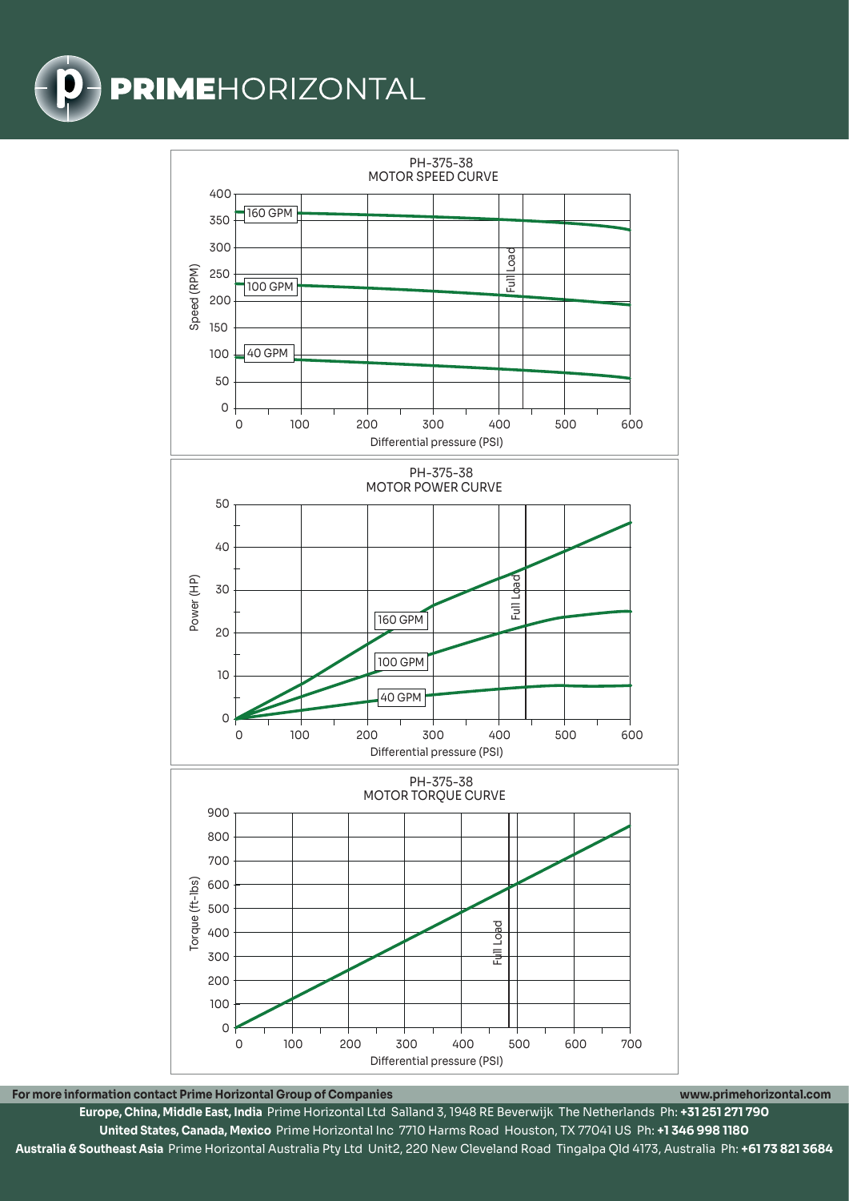PRIMEHORIZONTAL

PH-375-38
MOTOR SPEED CURVE

Speed (RPM)

400
350
300
250
200
150
100
50
0

160 GPM
100 GPM
40 GPM
Full Load

0 100 200 300 400 500 600

Differential pressure (PSI)

PH-375-38
MOTOR POWER CURVE

Power (HP)

50
40
30
20
10
0

160 GPM
100 GPM
40 GPM
Full Load

0 100 200 300 400 500 600

Differential pressure (PSI)

PH-375-38
MOTOR TORQUE CURVE

Torque (ft-lbs)

900
800
700
600
500
400
300
200
100
0

Full Load

0 100 200 300 400 500 600 700

Differential pressure (PSI)

**For more information contact Prime Horizontal Group of Companies** **www.primehorizontal.com**

**Europe, China, Middle East, India** Prime Horizontal Ltd Salland 3, 1948 RE Beverwijk The Netherlands Ph: **+31 251 271 790**

**United States, Canada, Mexico** Prime Horizontal Inc 7710 Harms Road Houston, TX 77041 US Ph: **+1 346 998 1180**

**Australia & Southeast Asia** Prime Horizontal Australia Pty Ltd Unit2, 220 New Cleveland Road Tingalpa Qld 4173, Australia Ph: **+61 73 821 3684**